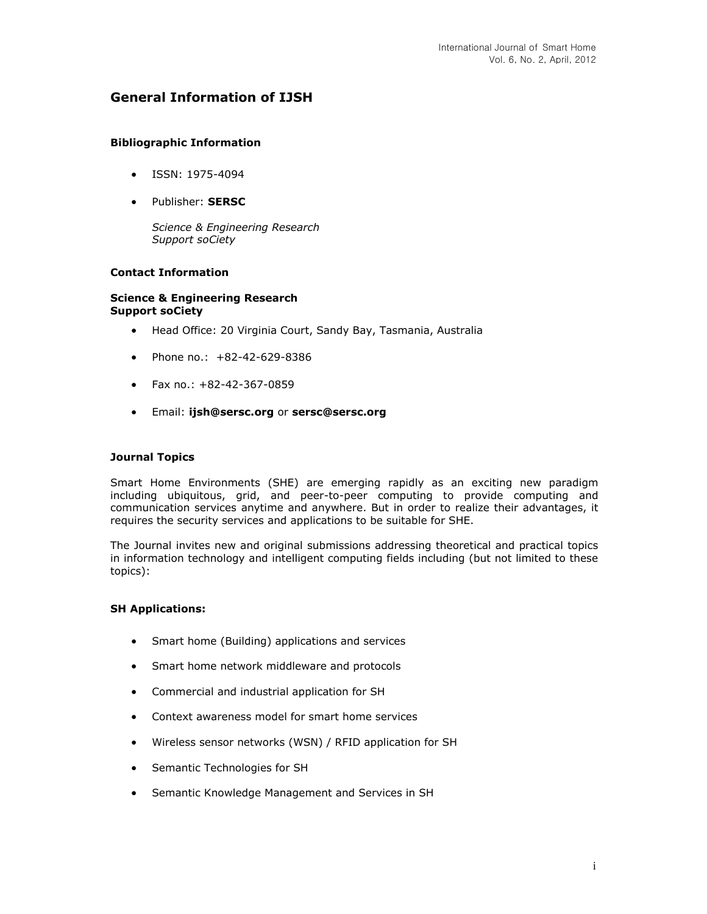# General Information of IJSH

### Bibliographic Information

- ISSN: 1975-4094
- Publisher: **SERSC**

  *Science & Engineering Research Support soCiety*

### Contact Information

**Science & Engineering Research Support soCiety**

- Head Office: 20 Virginia Court, Sandy Bay, Tasmania, Australia
- Phone no.: +82-42-629-8386
- Fax no.: +82-42-367-0859
- Email: **ijsh@sersc.org** or **sersc@sersc.org**

### Journal Topics

Smart Home Environments (SHE) are emerging rapidly as an exciting new paradigm including ubiquitous, grid, and peer-to-peer computing to provide computing and communication services anytime and anywhere. But in order to realize their advantages, it requires the security services and applications to be suitable for SHE.

The Journal invites new and original submissions addressing theoretical and practical topics in information technology and intelligent computing fields including (but not limited to these topics):

### SH Applications:

- Smart home (Building) applications and services
- Smart home network middleware and protocols
- Commercial and industrial application for SH
- Context awareness model for smart home services
- Wireless sensor networks (WSN) / RFID application for SH
- Semantic Technologies for SH
- Semantic Knowledge Management and Services in SH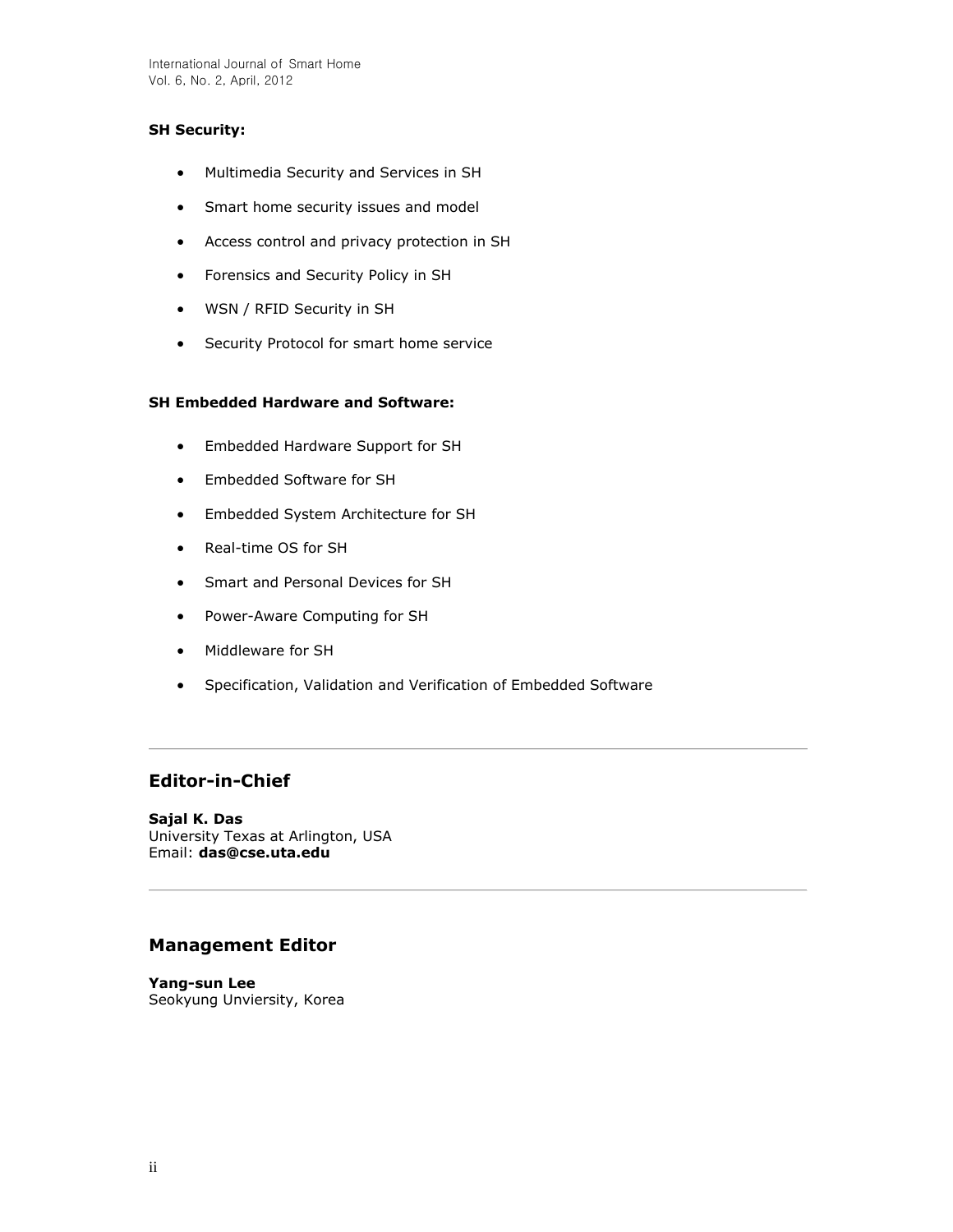**SH Security:**

- Multimedia Security and Services in SH
- Smart home security issues and model
- Access control and privacy protection in SH
- Forensics and Security Policy in SH
- WSN / RFID Security in SH
- Security Protocol for smart home service

**SH Embedded Hardware and Software:**

- Embedded Hardware Support for SH
- Embedded Software for SH
- Embedded System Architecture for SH
- Real-time OS for SH
- Smart and Personal Devices for SH
- Power-Aware Computing for SH
- Middleware for SH
- Specification, Validation and Verification of Embedded Software

---

## Editor-in-Chief

**Sajal K. Das**
University Texas at Arlington, USA
Email: **das@cse.uta.edu**

---

## Management Editor

**Yang-sun Lee**
Seokyung Unviersity, Korea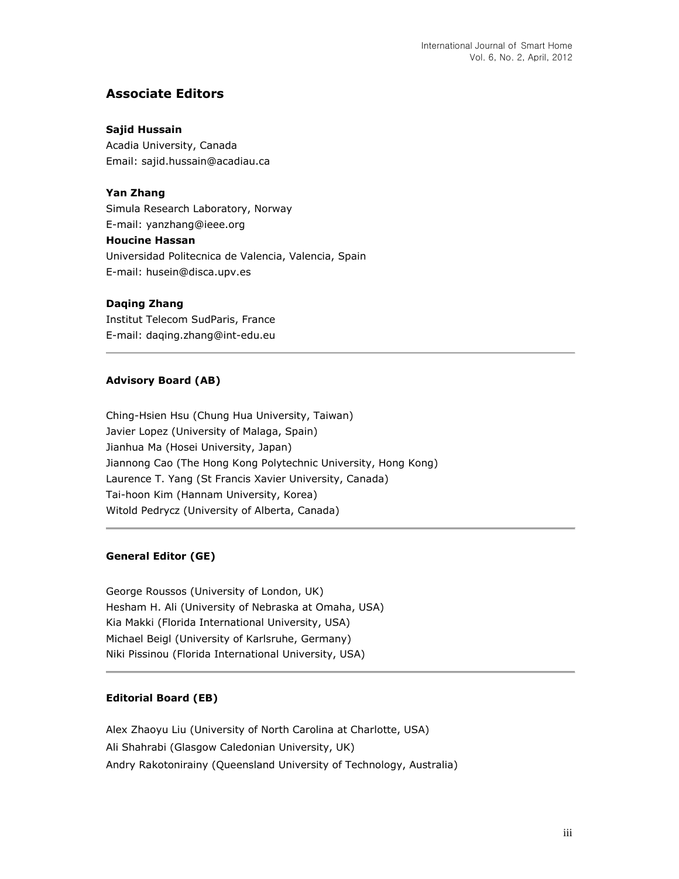## Associate Editors

**Sajid Hussain**
Acadia University, Canada
Email: sajid.hussain@acadiau.ca

**Yan Zhang**
Simula Research Laboratory, Norway
E-mail: yanzhang@ieee.org

**Houcine Hassan**
Universidad Politecnica de Valencia, Valencia, Spain
E-mail: husein@disca.upv.es

**Daqing Zhang**
Institut Telecom SudParis, France
E-mail: daqing.zhang@int-edu.eu

---

**Advisory Board (AB)**

Ching-Hsien Hsu (Chung Hua University, Taiwan)
Javier Lopez (University of Malaga, Spain)
Jianhua Ma (Hosei University, Japan)
Jiannong Cao (The Hong Kong Polytechnic University, Hong Kong)
Laurence T. Yang (St Francis Xavier University, Canada)
Tai-hoon Kim (Hannam University, Korea)
Witold Pedrycz (University of Alberta, Canada)

---

**General Editor (GE)**

George Roussos (University of London, UK)
Hesham H. Ali (University of Nebraska at Omaha, USA)
Kia Makki (Florida International University, USA)
Michael Beigl (University of Karlsruhe, Germany)
Niki Pissinou (Florida International University, USA)

---

**Editorial Board (EB)**

Alex Zhaoyu Liu (University of North Carolina at Charlotte, USA)
Ali Shahrabi (Glasgow Caledonian University, UK)
Andry Rakotonirainy (Queensland University of Technology, Australia)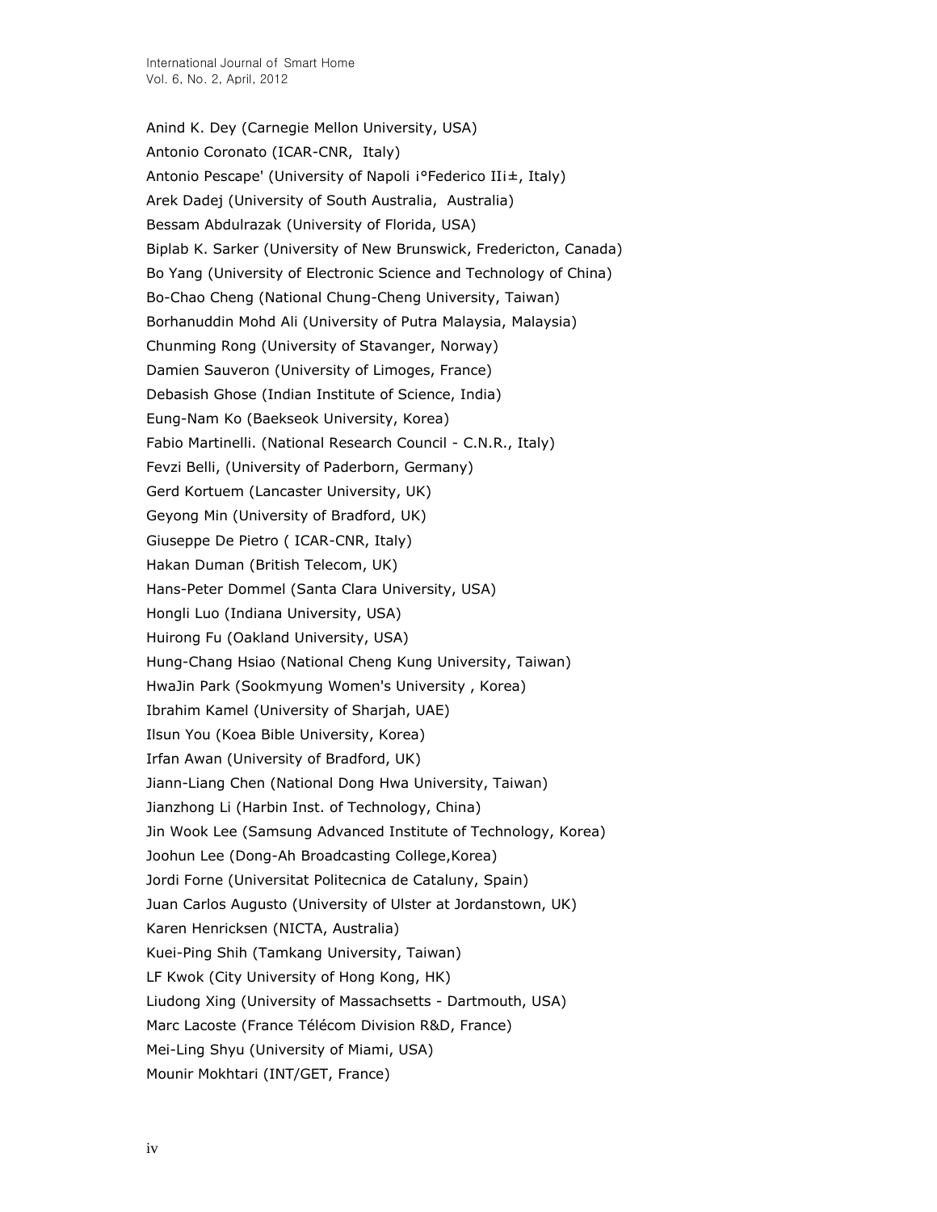Anind K. Dey (Carnegie Mellon University, USA)
Antonio Coronato (ICAR-CNR, Italy)
Antonio Pescape' (University of Napoli ¡°Federico II¡±, Italy)
Arek Dadej (University of South Australia, Australia)
Bessam Abdulrazak (University of Florida, USA)
Biplab K. Sarker (University of New Brunswick, Fredericton, Canada)
Bo Yang (University of Electronic Science and Technology of China)
Bo-Chao Cheng (National Chung-Cheng University, Taiwan)
Borhanuddin Mohd Ali (University of Putra Malaysia, Malaysia)
Chunming Rong (University of Stavanger, Norway)
Damien Sauveron (University of Limoges, France)
Debasish Ghose (Indian Institute of Science, India)
Eung-Nam Ko (Baekseok University, Korea)
Fabio Martinelli. (National Research Council - C.N.R., Italy)
Fevzi Belli, (University of Paderborn, Germany)
Gerd Kortuem (Lancaster University, UK)
Geyong Min (University of Bradford, UK)
Giuseppe De Pietro ( ICAR-CNR, Italy)
Hakan Duman (British Telecom, UK)
Hans-Peter Dommel (Santa Clara University, USA)
Hongli Luo (Indiana University, USA)
Huirong Fu (Oakland University, USA)
Hung-Chang Hsiao (National Cheng Kung University, Taiwan)
HwaJin Park (Sookmyung Women's University , Korea)
Ibrahim Kamel (University of Sharjah, UAE)
Ilsun You (Koea Bible University, Korea)
Irfan Awan (University of Bradford, UK)
Jiann-Liang Chen (National Dong Hwa University, Taiwan)
Jianzhong Li (Harbin Inst. of Technology, China)
Jin Wook Lee (Samsung Advanced Institute of Technology, Korea)
Joohun Lee (Dong-Ah Broadcasting College,Korea)
Jordi Forne (Universitat Politecnica de Cataluny, Spain)
Juan Carlos Augusto (University of Ulster at Jordanstown, UK)
Karen Henricksen (NICTA, Australia)
Kuei-Ping Shih (Tamkang University, Taiwan)
LF Kwok (City University of Hong Kong, HK)
Liudong Xing (University of Massachsetts - Dartmouth, USA)
Marc Lacoste (France Télécom Division R&D, France)
Mei-Ling Shyu (University of Miami, USA)
Mounir Mokhtari (INT/GET, France)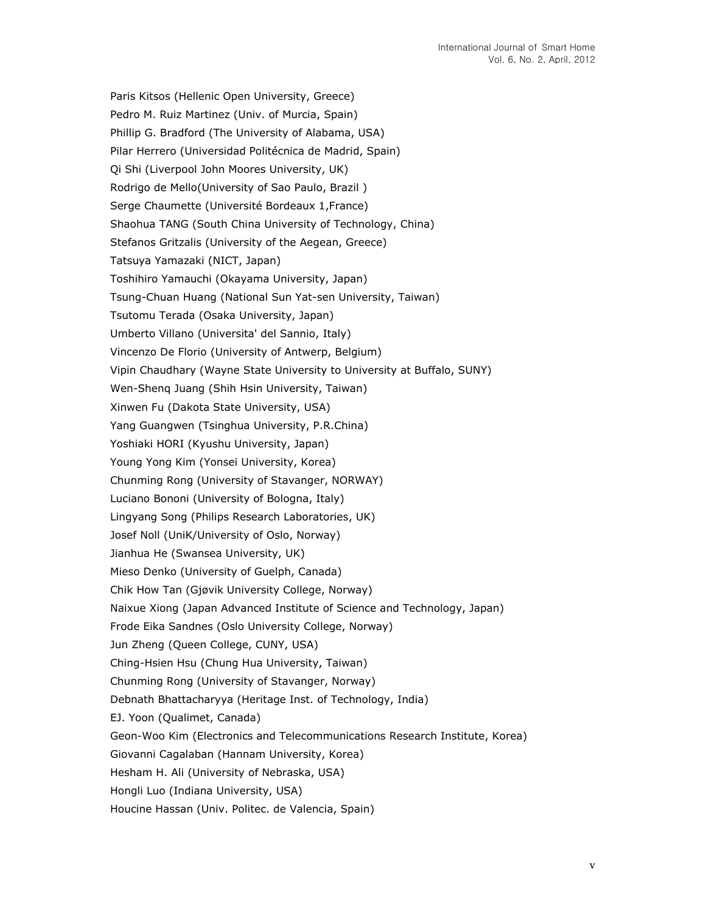Paris Kitsos (Hellenic Open University, Greece)

Pedro M. Ruiz Martinez (Univ. of Murcia, Spain)

Phillip G. Bradford (The University of Alabama, USA)

Pilar Herrero (Universidad Politécnica de Madrid, Spain)

Qi Shi (Liverpool John Moores University, UK)

Rodrigo de Mello(University of Sao Paulo, Brazil )

Serge Chaumette (Université Bordeaux 1,France)

Shaohua TANG (South China University of Technology, China)

Stefanos Gritzalis (University of the Aegean, Greece)

Tatsuya Yamazaki (NICT, Japan)

Toshihiro Yamauchi (Okayama University, Japan)

Tsung-Chuan Huang (National Sun Yat-sen University, Taiwan)

Tsutomu Terada (Osaka University, Japan)

Umberto Villano (Universita' del Sannio, Italy)

Vincenzo De Florio (University of Antwerp, Belgium)

Vipin Chaudhary (Wayne State University to University at Buffalo, SUNY)

Wen-Shenq Juang (Shih Hsin University, Taiwan)

Xinwen Fu (Dakota State University, USA)

Yang Guangwen (Tsinghua University, P.R.China)

Yoshiaki HORI (Kyushu University, Japan)

Young Yong Kim (Yonsei University, Korea)

Chunming Rong (University of Stavanger, NORWAY)

Luciano Bononi (University of Bologna, Italy)

Lingyang Song (Philips Research Laboratories, UK)

Josef Noll (UniK/University of Oslo, Norway)

Jianhua He (Swansea University, UK)

Mieso Denko (University of Guelph, Canada)

Chik How Tan (Gjøvik University College, Norway)

Naixue Xiong (Japan Advanced Institute of Science and Technology, Japan)

Frode Eika Sandnes (Oslo University College, Norway)

Jun Zheng (Queen College, CUNY, USA)

Ching-Hsien Hsu (Chung Hua University, Taiwan)

Chunming Rong (University of Stavanger, Norway)

Debnath Bhattacharyya (Heritage Inst. of Technology, India)

EJ. Yoon (Qualimet, Canada)

Geon-Woo Kim (Electronics and Telecommunications Research Institute, Korea)

Giovanni Cagalaban (Hannam University, Korea)

Hesham H. Ali (University of Nebraska, USA)

Hongli Luo (Indiana University, USA)

Houcine Hassan (Univ. Politec. de Valencia, Spain)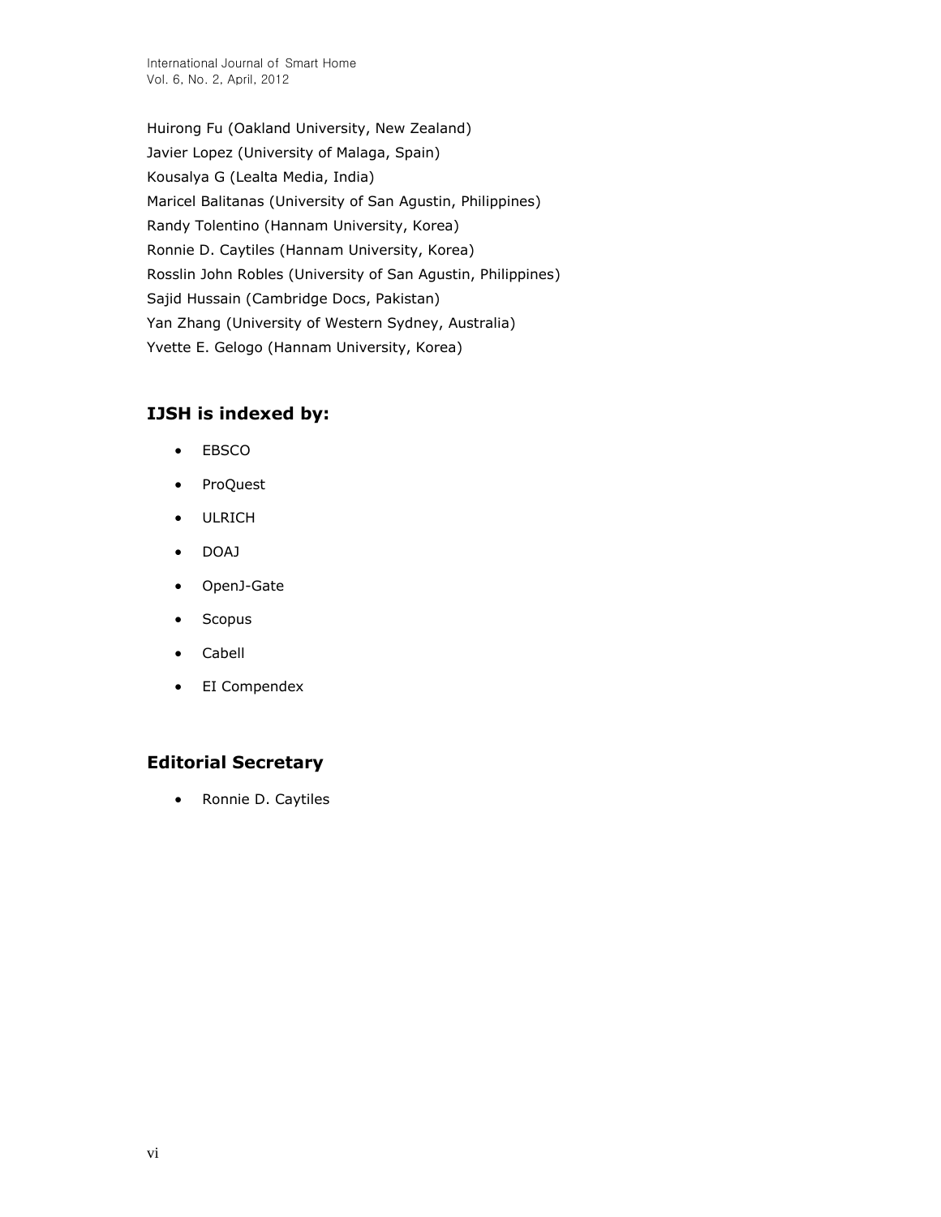Huirong Fu (Oakland University, New Zealand)
Javier Lopez (University of Malaga, Spain)
Kousalya G (Lealta Media, India)
Maricel Balitanas (University of San Agustin, Philippines)
Randy Tolentino (Hannam University, Korea)
Ronnie D. Caytiles (Hannam University, Korea)
Rosslin John Robles (University of San Agustin, Philippines)
Sajid Hussain (Cambridge Docs, Pakistan)
Yan Zhang (University of Western Sydney, Australia)
Yvette E. Gelogo (Hannam University, Korea)

## IJSH is indexed by:

- EBSCO
- ProQuest
- ULRICH
- DOAJ
- OpenJ-Gate
- Scopus
- Cabell
- EI Compendex

## Editorial Secretary

- Ronnie D. Caytiles